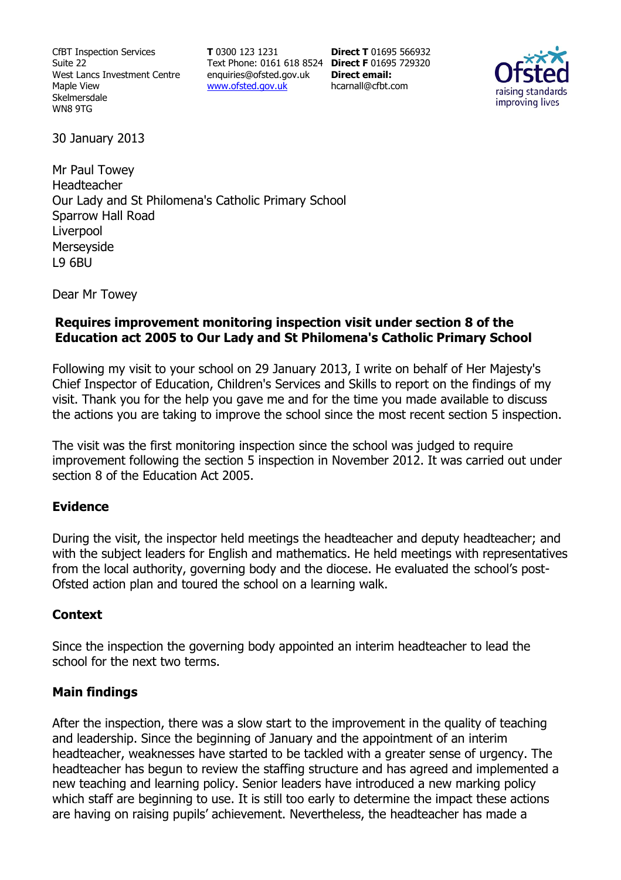CfBT Inspection Services
Suite 22
West Lancs Investment Centre
Maple View
Skelmersdale
WN8 9TG

**T** 0300 123 1231
Text Phone: 0161 618 8524
enquiries@ofsted.gov.uk
www.ofsted.gov.uk

**Direct T** 01695 566932
**Direct F** 01695 729320
**Direct email:**
hcarnall@cfbt.com

30 January 2013

Mr Paul Towey
Headteacher
Our Lady and St Philomena's Catholic Primary School
Sparrow Hall Road
Liverpool
Merseyside
L9 6BU

Dear Mr Towey

**Requires improvement monitoring inspection visit under section 8 of the Education act 2005 to Our Lady and St Philomena's Catholic Primary School**

Following my visit to your school on 29 January 2013, I write on behalf of Her Majesty's Chief Inspector of Education, Children's Services and Skills to report on the findings of my visit. Thank you for the help you gave me and for the time you made available to discuss the actions you are taking to improve the school since the most recent section 5 inspection.

The visit was the first monitoring inspection since the school was judged to require improvement following the section 5 inspection in November 2012. It was carried out under section 8 of the Education Act 2005.

## Evidence

During the visit, the inspector held meetings the headteacher and deputy headteacher; and with the subject leaders for English and mathematics. He held meetings with representatives from the local authority, governing body and the diocese. He evaluated the school's post-Ofsted action plan and toured the school on a learning walk.

## Context

Since the inspection the governing body appointed an interim headteacher to lead the school for the next two terms.

## Main findings

After the inspection, there was a slow start to the improvement in the quality of teaching and leadership. Since the beginning of January and the appointment of an interim headteacher, weaknesses have started to be tackled with a greater sense of urgency. The headteacher has begun to review the staffing structure and has agreed and implemented a new teaching and learning policy. Senior leaders have introduced a new marking policy which staff are beginning to use. It is still too early to determine the impact these actions are having on raising pupils' achievement. Nevertheless, the headteacher has made a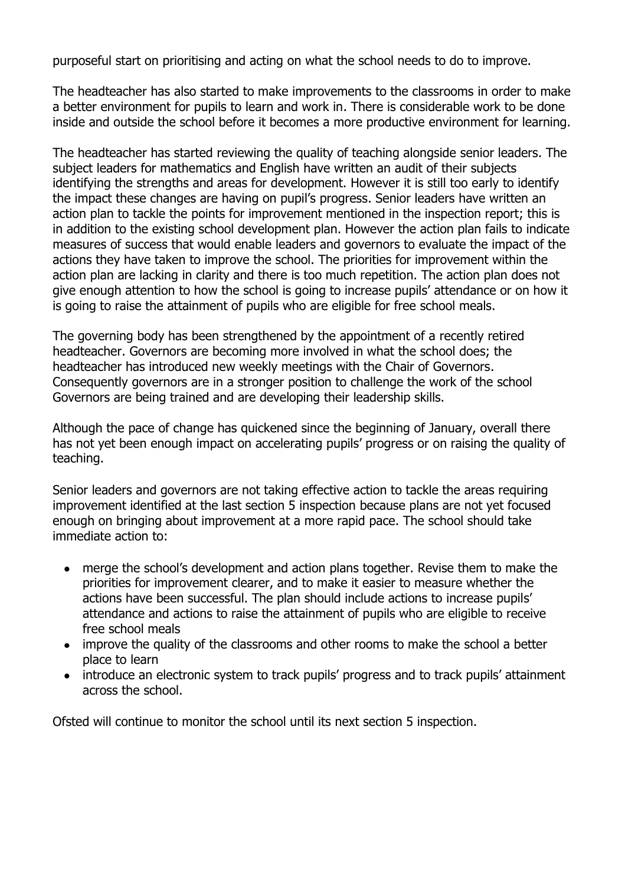purposeful start on prioritising and acting on what the school needs to do to improve.

The headteacher has also started to make improvements to the classrooms in order to make a better environment for pupils to learn and work in. There is considerable work to be done inside and outside the school before it becomes a more productive environment for learning.

The headteacher has started reviewing the quality of teaching alongside senior leaders. The subject leaders for mathematics and English have written an audit of their subjects identifying the strengths and areas for development. However it is still too early to identify the impact these changes are having on pupil's progress. Senior leaders have written an action plan to tackle the points for improvement mentioned in the inspection report; this is in addition to the existing school development plan. However the action plan fails to indicate measures of success that would enable leaders and governors to evaluate the impact of the actions they have taken to improve the school. The priorities for improvement within the action plan are lacking in clarity and there is too much repetition. The action plan does not give enough attention to how the school is going to increase pupils' attendance or on how it is going to raise the attainment of pupils who are eligible for free school meals.

The governing body has been strengthened by the appointment of a recently retired headteacher. Governors are becoming more involved in what the school does; the headteacher has introduced new weekly meetings with the Chair of Governors. Consequently governors are in a stronger position to challenge the work of the school Governors are being trained and are developing their leadership skills.

Although the pace of change has quickened since the beginning of January, overall there has not yet been enough impact on accelerating pupils' progress or on raising the quality of teaching.

Senior leaders and governors are not taking effective action to tackle the areas requiring improvement identified at the last section 5 inspection because plans are not yet focused enough on bringing about improvement at a more rapid pace. The school should take immediate action to:

- merge the school's development and action plans together. Revise them to make the priorities for improvement clearer, and to make it easier to measure whether the actions have been successful. The plan should include actions to increase pupils' attendance and actions to raise the attainment of pupils who are eligible to receive free school meals
- improve the quality of the classrooms and other rooms to make the school a better place to learn
- introduce an electronic system to track pupils' progress and to track pupils' attainment across the school.

Ofsted will continue to monitor the school until its next section 5 inspection.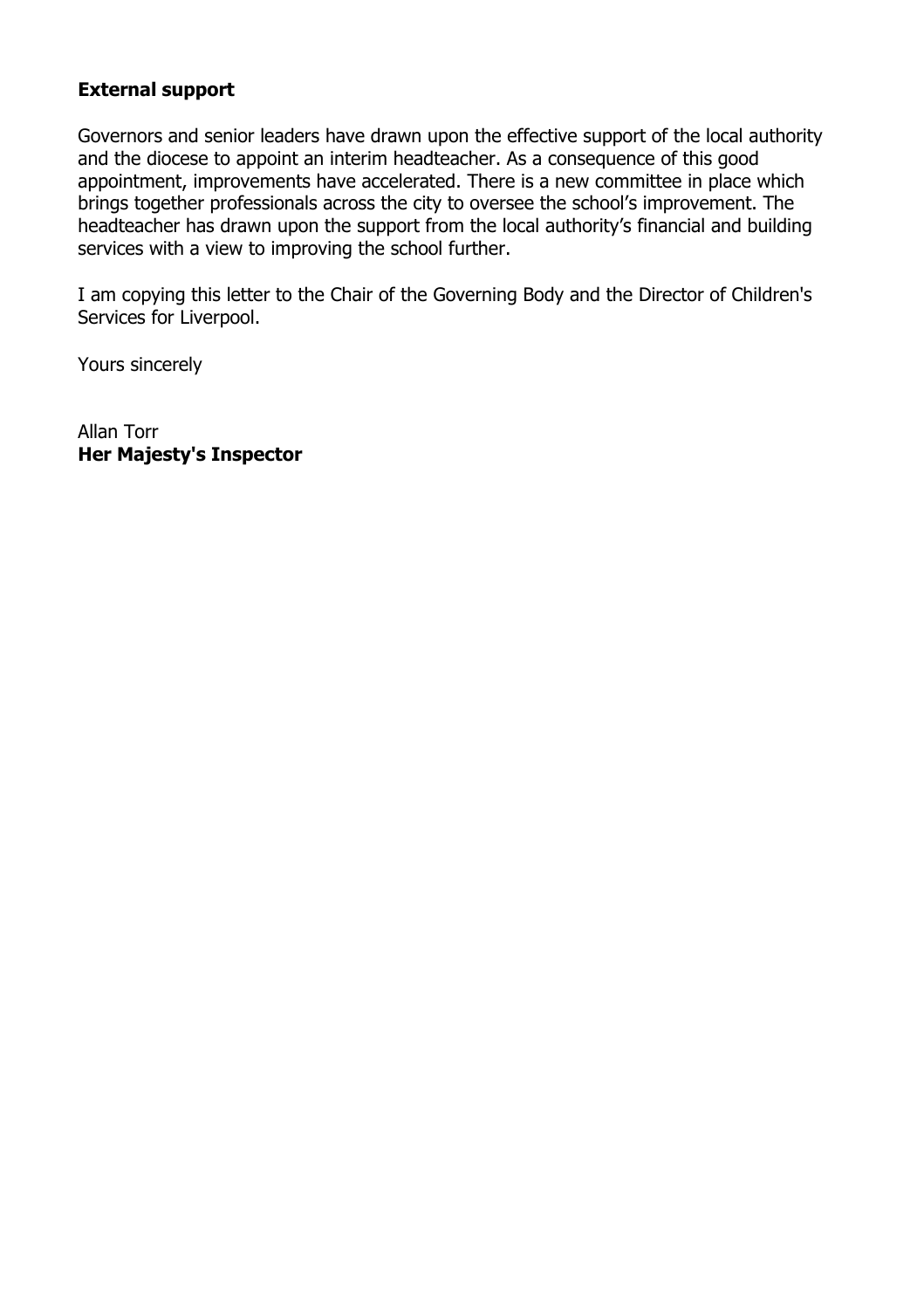**External support**

Governors and senior leaders have drawn upon the effective support of the local authority and the diocese to appoint an interim headteacher. As a consequence of this good appointment, improvements have accelerated. There is a new committee in place which brings together professionals across the city to oversee the school's improvement. The headteacher has drawn upon the support from the local authority's financial and building services with a view to improving the school further.

I am copying this letter to the Chair of the Governing Body and the Director of Children's Services for Liverpool.

Yours sincerely

Allan Torr
**Her Majesty's Inspector**